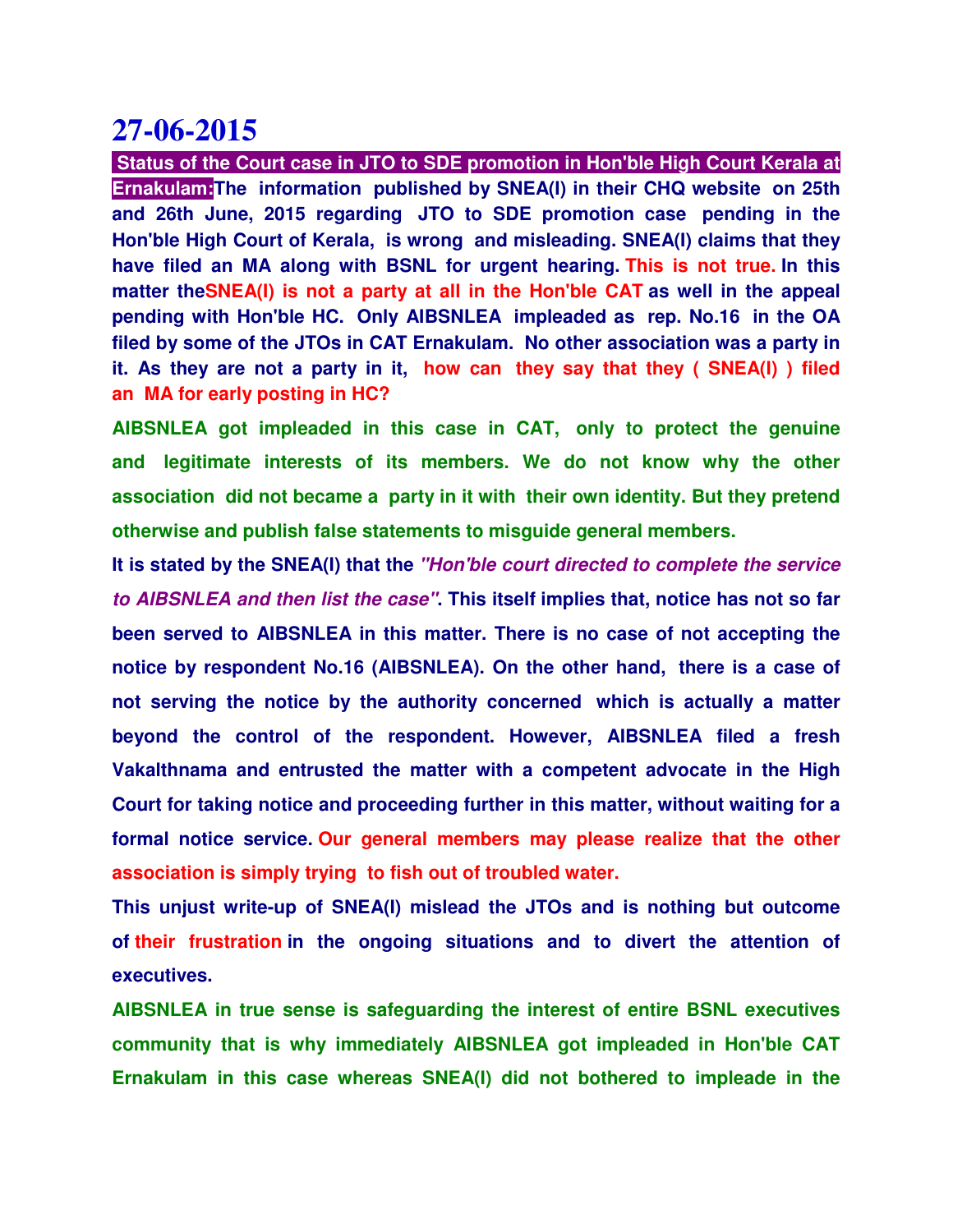# 27-06-2015

**Status of the Court case in JTO to SDE promotion in Hon'ble High Court Kerala at Ernakulam:** **The information published by SNEA(I) in their CHQ website on 25th and 26th June, 2015 regarding JTO to SDE promotion case pending in the Hon'ble High Court of Kerala, is wrong and misleading. SNEA(I) claims that they have filed an MA along with BSNL for urgent hearing. This is not true. In this matter theSNEA(I) is not a party at all in the Hon'ble CAT as well in the appeal pending with Hon'ble HC. Only AIBSNLEA impleaded as rep. No.16 in the OA filed by some of the JTOs in CAT Ernakulam. No other association was a party in it. As they are not a party in it, how can they say that they ( SNEA(I) ) filed an MA for early posting in HC?**

**AIBSNLEA got impleaded in this case in CAT, only to protect the genuine and legitimate interests of its members. We do not know why the other association did not became a party in it with their own identity. But they pretend otherwise and publish false statements to misguide general members.**

**It is stated by the SNEA(I) that the *"Hon'ble court directed to complete the service to AIBSNLEA and then list the case"*. This itself implies that, notice has not so far been served to AIBSNLEA in this matter. There is no case of not accepting the notice by respondent No.16 (AIBSNLEA). On the other hand, there is a case of not serving the notice by the authority concerned which is actually a matter beyond the control of the respondent. However, AIBSNLEA filed a fresh Vakalthnama and entrusted the matter with a competent advocate in the High Court for taking notice and proceeding further in this matter, without waiting for a formal notice service. Our general members may please realize that the other association is simply trying to fish out of troubled water.**

**This unjust write-up of SNEA(I) mislead the JTOs and is nothing but outcome of their frustration in the ongoing situations and to divert the attention of executives.**

**AIBSNLEA in true sense is safeguarding the interest of entire BSNL executives community that is why immediately AIBSNLEA got impleaded in Hon'ble CAT Ernakulam in this case whereas SNEA(I) did not bothered to impleade in the**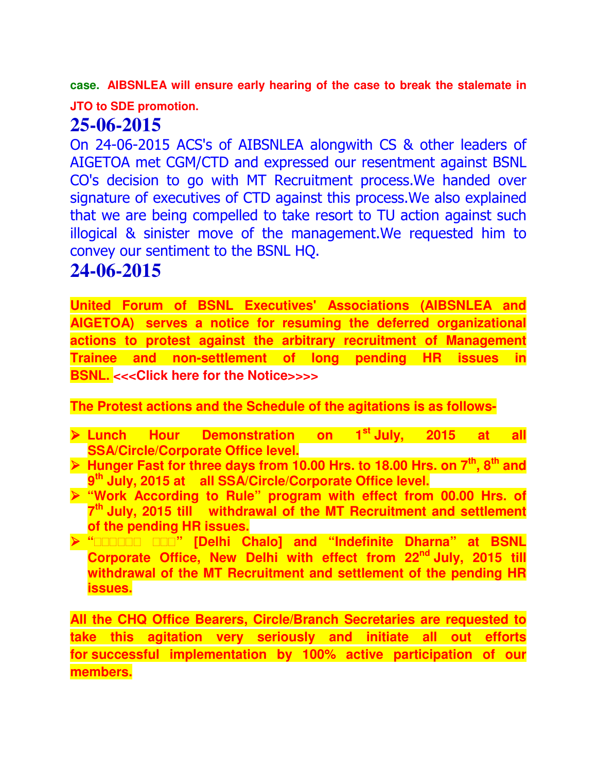**case. AIBSNLEA will ensure early hearing of the case to break the stalemate in JTO to SDE promotion.**

# 25-06-2015

On 24-06-2015 ACS's of AIBSNLEA alongwith CS & other leaders of AIGETOA met CGM/CTD and expressed our resentment against BSNL CO's decision to go with MT Recruitment process.We handed over signature of executives of CTD against this process.We also explained that we are being compelled to take resort to TU action against such illogical & sinister move of the management.We requested him to convey our sentiment to the BSNL HQ.

# 24-06-2015

**United Forum of BSNL Executives' Associations (AIBSNLEA and AIGETOA) serves a notice for resuming the deferred organizational actions to protest against the arbitrary recruitment of Management Trainee and non-settlement of long pending HR issues in BSNL. <<<Click here for the Notice>>>>**

**The Protest actions and the Schedule of the agitations is as follows-**

- **Lunch Hour Demonstration on 1st July, 2015 at all SSA/Circle/Corporate Office level.**
- **Hunger Fast for three days from 10.00 Hrs. to 18.00 Hrs. on 7th, 8th and 9th July, 2015 at all SSA/Circle/Corporate Office level.**
- **"Work According to Rule" program with effect from 00.00 Hrs. of 7th July, 2015 till withdrawal of the MT Recruitment and settlement of the pending HR issues.**
- **"□□□□□□ □□□" [Delhi Chalo] and "Indefinite Dharna" at BSNL Corporate Office, New Delhi with effect from 22nd July, 2015 till withdrawal of the MT Recruitment and settlement of the pending HR issues.**

**All the CHQ Office Bearers, Circle/Branch Secretaries are requested to take this agitation very seriously and initiate all out efforts for successful implementation by 100% active participation of our members.**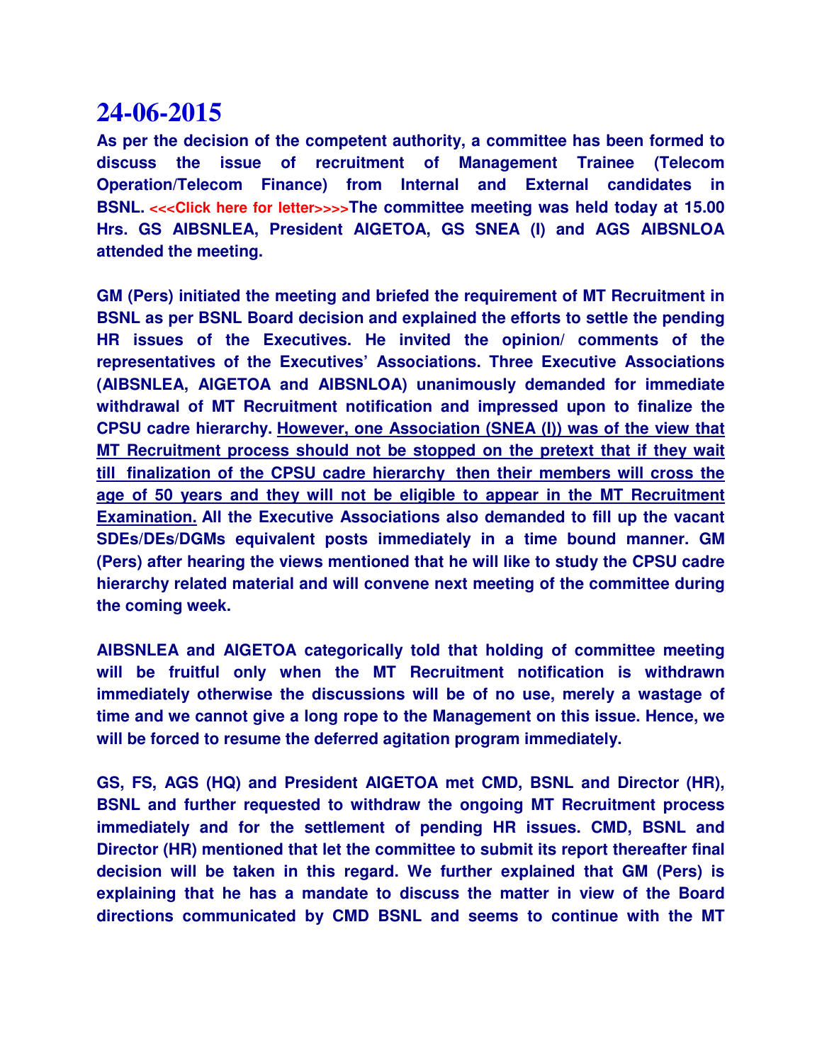# 24-06-2015

**As per the decision of the competent authority, a committee has been formed to discuss the issue of recruitment of Management Trainee (Telecom Operation/Telecom Finance) from Internal and External candidates in BSNL. <<<Click here for letter>>>>The committee meeting was held today at 15.00 Hrs. GS AIBSNLEA, President AIGETOA, GS SNEA (I) and AGS AIBSNLOA attended the meeting.**

**GM (Pers) initiated the meeting and briefed the requirement of MT Recruitment in BSNL as per BSNL Board decision and explained the efforts to settle the pending HR issues of the Executives. He invited the opinion/ comments of the representatives of the Executives' Associations. Three Executive Associations (AIBSNLEA, AIGETOA and AIBSNLOA) unanimously demanded for immediate withdrawal of MT Recruitment notification and impressed upon to finalize the CPSU cadre hierarchy. <u>However, one Association (SNEA (I)) was of the view that MT Recruitment process should not be stopped on the pretext that if they wait till finalization of the CPSU cadre hierarchy then their members will cross the age of 50 years and they will not be eligible to appear in the MT Recruitment Examination.</u> All the Executive Associations also demanded to fill up the vacant SDEs/DEs/DGMs equivalent posts immediately in a time bound manner. GM (Pers) after hearing the views mentioned that he will like to study the CPSU cadre hierarchy related material and will convene next meeting of the committee during the coming week.**

**AIBSNLEA and AIGETOA categorically told that holding of committee meeting will be fruitful only when the MT Recruitment notification is withdrawn immediately otherwise the discussions will be of no use, merely a wastage of time and we cannot give a long rope to the Management on this issue. Hence, we will be forced to resume the deferred agitation program immediately.**

**GS, FS, AGS (HQ) and President AIGETOA met CMD, BSNL and Director (HR), BSNL and further requested to withdraw the ongoing MT Recruitment process immediately and for the settlement of pending HR issues. CMD, BSNL and Director (HR) mentioned that let the committee to submit its report thereafter final decision will be taken in this regard. We further explained that GM (Pers) is explaining that he has a mandate to discuss the matter in view of the Board directions communicated by CMD BSNL and seems to continue with the MT**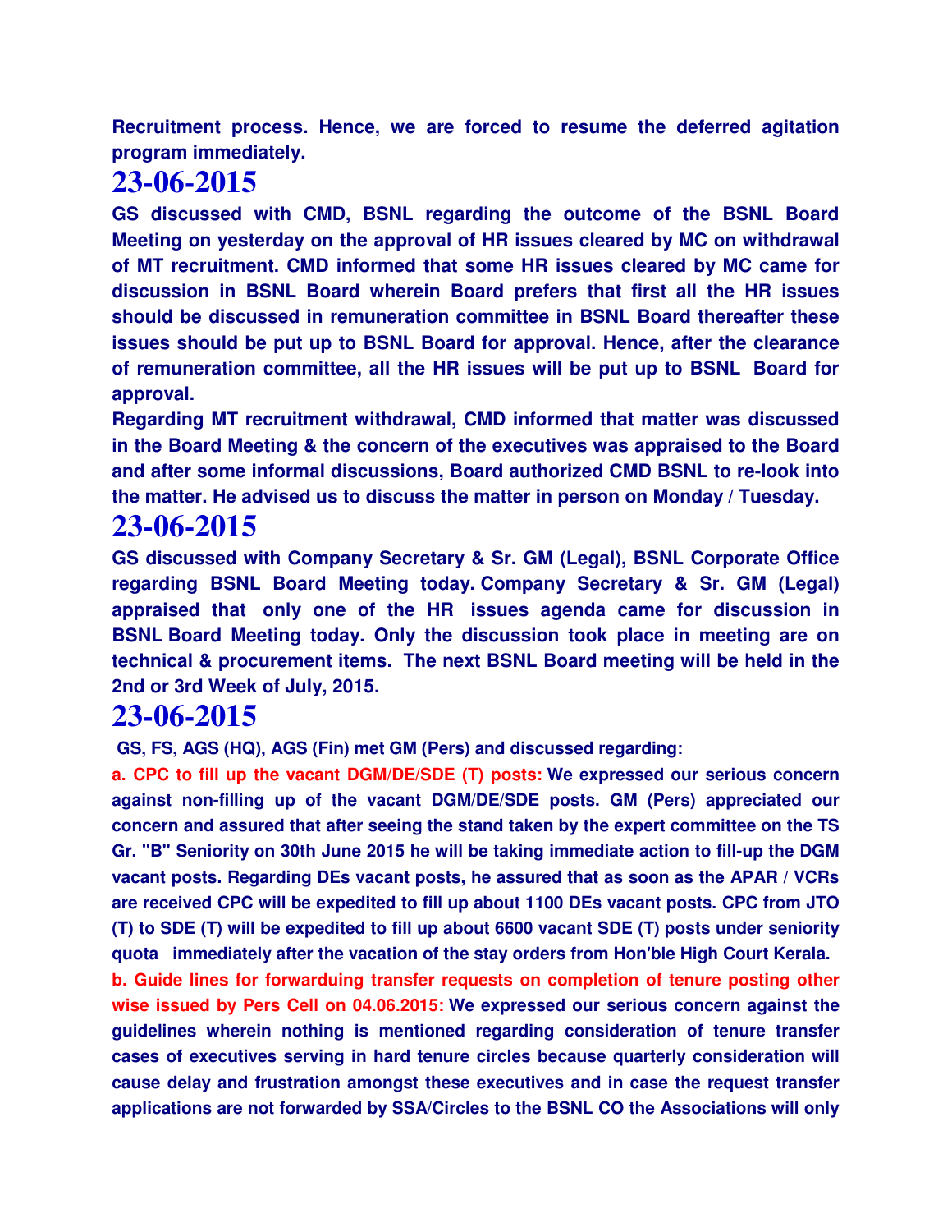**Recruitment process. Hence, we are forced to resume the deferred agitation program immediately.**

## 23-06-2015

**GS discussed with CMD, BSNL regarding the outcome of the BSNL Board Meeting on yesterday on the approval of HR issues cleared by MC on withdrawal of MT recruitment. CMD informed that some HR issues cleared by MC came for discussion in BSNL Board wherein Board prefers that first all the HR issues should be discussed in remuneration committee in BSNL Board thereafter these issues should be put up to BSNL Board for approval. Hence, after the clearance of remuneration committee, all the HR issues will be put up to BSNL Board for approval.**

**Regarding MT recruitment withdrawal, CMD informed that matter was discussed in the Board Meeting & the concern of the executives was appraised to the Board and after some informal discussions, Board authorized CMD BSNL to re-look into the matter. He advised us to discuss the matter in person on Monday / Tuesday.**

## 23-06-2015

**GS discussed with Company Secretary & Sr. GM (Legal), BSNL Corporate Office regarding BSNL Board Meeting today. Company Secretary & Sr. GM (Legal) appraised that only one of the HR issues agenda came for discussion in BSNL Board Meeting today. Only the discussion took place in meeting are on technical & procurement items. The next BSNL Board meeting will be held in the 2nd or 3rd Week of July, 2015.**

## 23-06-2015

**GS, FS, AGS (HQ), AGS (Fin) met GM (Pers) and discussed regarding:**

**a. CPC to fill up the vacant DGM/DE/SDE (T) posts: We expressed our serious concern against non-filling up of the vacant DGM/DE/SDE posts. GM (Pers) appreciated our concern and assured that after seeing the stand taken by the expert committee on the TS Gr. "B" Seniority on 30th June 2015 he will be taking immediate action to fill-up the DGM vacant posts. Regarding DEs vacant posts, he assured that as soon as the APAR / VCRs are received CPC will be expedited to fill up about 1100 DEs vacant posts. CPC from JTO (T) to SDE (T) will be expedited to fill up about 6600 vacant SDE (T) posts under seniority quota immediately after the vacation of the stay orders from Hon'ble High Court Kerala.**

**b. Guide lines for forwarduing transfer requests on completion of tenure posting other wise issued by Pers Cell on 04.06.2015: We expressed our serious concern against the guidelines wherein nothing is mentioned regarding consideration of tenure transfer cases of executives serving in hard tenure circles because quarterly consideration will cause delay and frustration amongst these executives and in case the request transfer applications are not forwarded by SSA/Circles to the BSNL CO the Associations will only**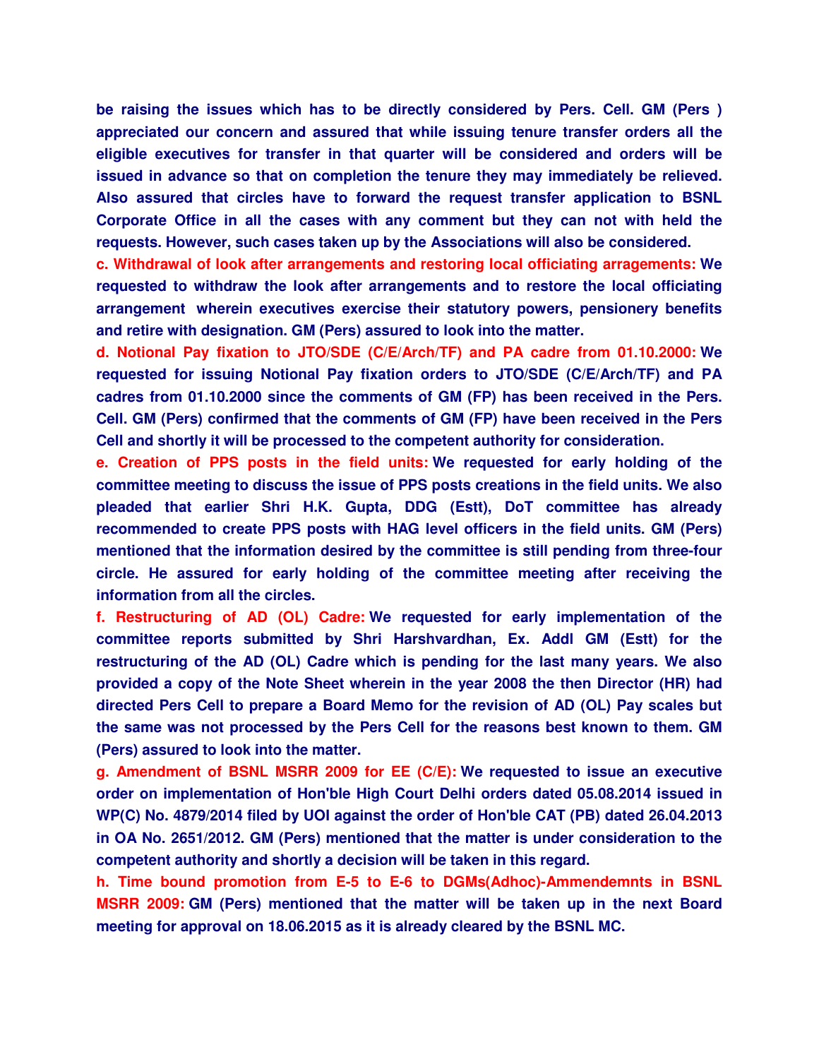be raising the issues which has to be directly considered by Pers. Cell. GM (Pers ) appreciated our concern and assured that while issuing tenure transfer orders all the eligible executives for transfer in that quarter will be considered and orders will be issued in advance so that on completion the tenure they may immediately be relieved. Also assured that circles have to forward the request transfer application to BSNL Corporate Office in all the cases with any comment but they can not with held the requests. However, such cases taken up by the Associations will also be considered.

**c. Withdrawal of look after arrangements and restoring local officiating arragements:** We requested to withdraw the look after arrangements and to restore the local officiating arrangement wherein executives exercise their statutory powers, pensionery benefits and retire with designation. GM (Pers) assured to look into the matter.

**d. Notional Pay fixation to JTO/SDE (C/E/Arch/TF) and PA cadre from 01.10.2000:** We requested for issuing Notional Pay fixation orders to JTO/SDE (C/E/Arch/TF) and PA cadres from 01.10.2000 since the comments of GM (FP) has been received in the Pers. Cell. GM (Pers) confirmed that the comments of GM (FP) have been received in the Pers Cell and shortly it will be processed to the competent authority for consideration.

**e. Creation of PPS posts in the field units:** We requested for early holding of the committee meeting to discuss the issue of PPS posts creations in the field units. We also pleaded that earlier Shri H.K. Gupta, DDG (Estt), DoT committee has already recommended to create PPS posts with HAG level officers in the field units. GM (Pers) mentioned that the information desired by the committee is still pending from three-four circle. He assured for early holding of the committee meeting after receiving the information from all the circles.

**f. Restructuring of AD (OL) Cadre:** We requested for early implementation of the committee reports submitted by Shri Harshvardhan, Ex. Addl GM (Estt) for the restructuring of the AD (OL) Cadre which is pending for the last many years. We also provided a copy of the Note Sheet wherein in the year 2008 the then Director (HR) had directed Pers Cell to prepare a Board Memo for the revision of AD (OL) Pay scales but the same was not processed by the Pers Cell for the reasons best known to them. GM (Pers) assured to look into the matter.

**g. Amendment of BSNL MSRR 2009 for EE (C/E):** We requested to issue an executive order on implementation of Hon'ble High Court Delhi orders dated 05.08.2014 issued in WP(C) No. 4879/2014 filed by UOI against the order of Hon'ble CAT (PB) dated 26.04.2013 in OA No. 2651/2012. GM (Pers) mentioned that the matter is under consideration to the competent authority and shortly a decision will be taken in this regard.

**h. Time bound promotion from E-5 to E-6 to DGMs(Adhoc)-Ammendemnts in BSNL MSRR 2009:** GM (Pers) mentioned that the matter will be taken up in the next Board meeting for approval on 18.06.2015 as it is already cleared by the BSNL MC.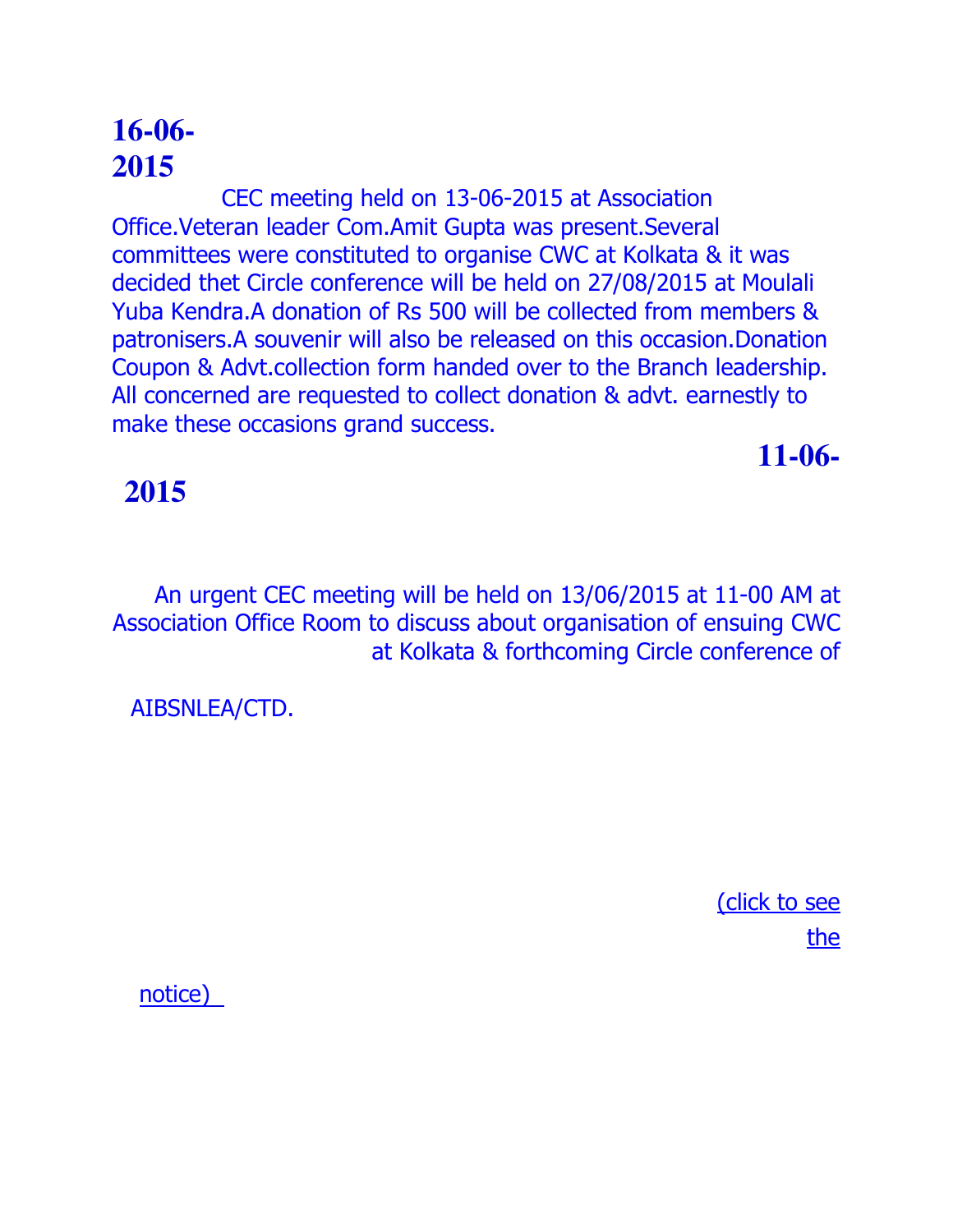## 16-06-2015

CEC meeting held on 13-06-2015 at Association Office.Veteran leader Com.Amit Gupta was present.Several committees were constituted to organise CWC at Kolkata & it was decided thet Circle conference will be held on 27/08/2015 at Moulali Yuba Kendra.A donation of Rs 500 will be collected from members & patronisers.A souvenir will also be released on this occasion.Donation Coupon & Advt.collection form handed over to the Branch leadership. All concerned are requested to collect donation & advt. earnestly to make these occasions grand success.

## 11-06-2015

An urgent CEC meeting will be held on 13/06/2015 at 11-00 AM at Association Office Room to discuss about organisation of ensuing CWC at Kolkata & forthcoming Circle conference of AIBSNLEA/CTD.

(click to see the notice)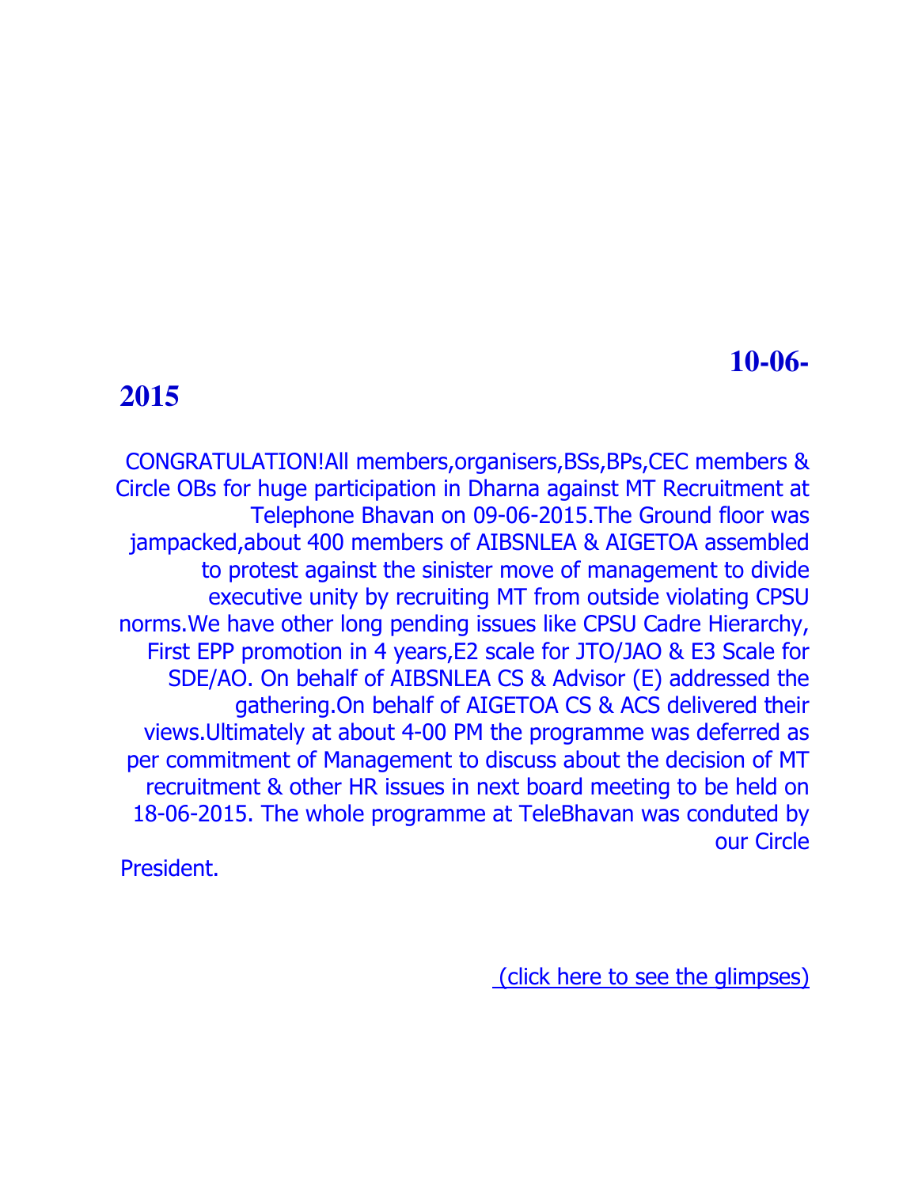**10-06-2015**

CONGRATULATION!All members,organisers,BSs,BPs,CEC members & Circle OBs for huge participation in Dharna against MT Recruitment at Telephone Bhavan on 09-06-2015.The Ground floor was jampacked,about 400 members of AIBSNLEA & AIGETOA assembled to protest against the sinister move of management to divide executive unity by recruiting MT from outside violating CPSU norms.We have other long pending issues like CPSU Cadre Hierarchy, First EPP promotion in 4 years,E2 scale for JTO/JAO & E3 Scale for SDE/AO. On behalf of AIBSNLEA CS & Advisor (E) addressed the gathering.On behalf of AIGETOA CS & ACS delivered their views.Ultimately at about 4-00 PM the programme was deferred as per commitment of Management to discuss about the decision of MT recruitment & other HR issues in next board meeting to be held on 18-06-2015. The whole programme at TeleBhavan was conduted by our Circle President.

(click here to see the glimpses)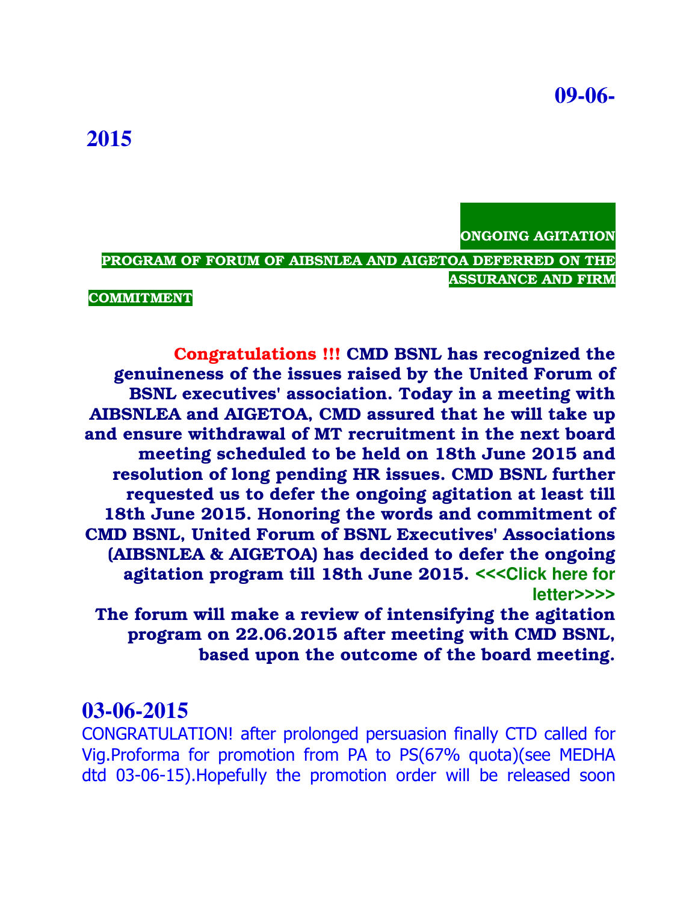## 09-06-2015

**ONGOING AGITATION PROGRAM OF FORUM OF AIBSNLEA AND AIGETOA DEFERRED ON THE ASSURANCE AND FIRM COMMITMENT**

**Congratulations !!! CMD BSNL has recognized the genuineness of the issues raised by the United Forum of BSNL executives' association. Today in a meeting with AIBSNLEA and AIGETOA, CMD assured that he will take up and ensure withdrawal of MT recruitment in the next board meeting scheduled to be held on 18th June 2015 and resolution of long pending HR issues. CMD BSNL further requested us to defer the ongoing agitation at least till 18th June 2015. Honoring the words and commitment of CMD BSNL, United Forum of BSNL Executives' Associations (AIBSNLEA & AIGETOA) has decided to defer the ongoing agitation program till 18th June 2015.** <<<Click here for letter>>>>

**The forum will make a review of intensifying the agitation program on 22.06.2015 after meeting with CMD BSNL, based upon the outcome of the board meeting.**

## 03-06-2015

CONGRATULATION! after prolonged persuasion finally CTD called for Vig.Proforma for promotion from PA to PS(67% quota)(see MEDHA dtd 03-06-15).Hopefully the promotion order will be released soon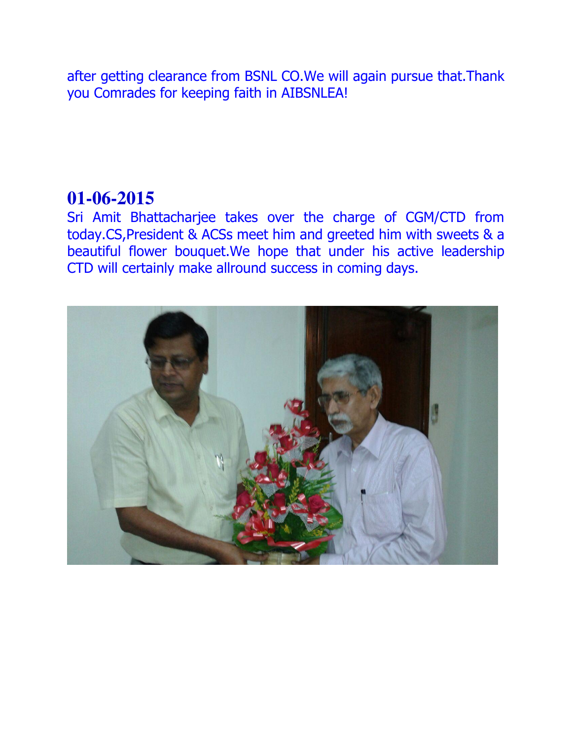after getting clearance from BSNL CO.We will again pursue that.Thank you Comrades for keeping faith in AIBSNLEA!

## 01-06-2015

Sri Amit Bhattacharjee takes over the charge of CGM/CTD from today.CS,President & ACSs meet him and greeted him with sweets & a beautiful flower bouquet.We hope that under his active leadership CTD will certainly make allround success in coming days.